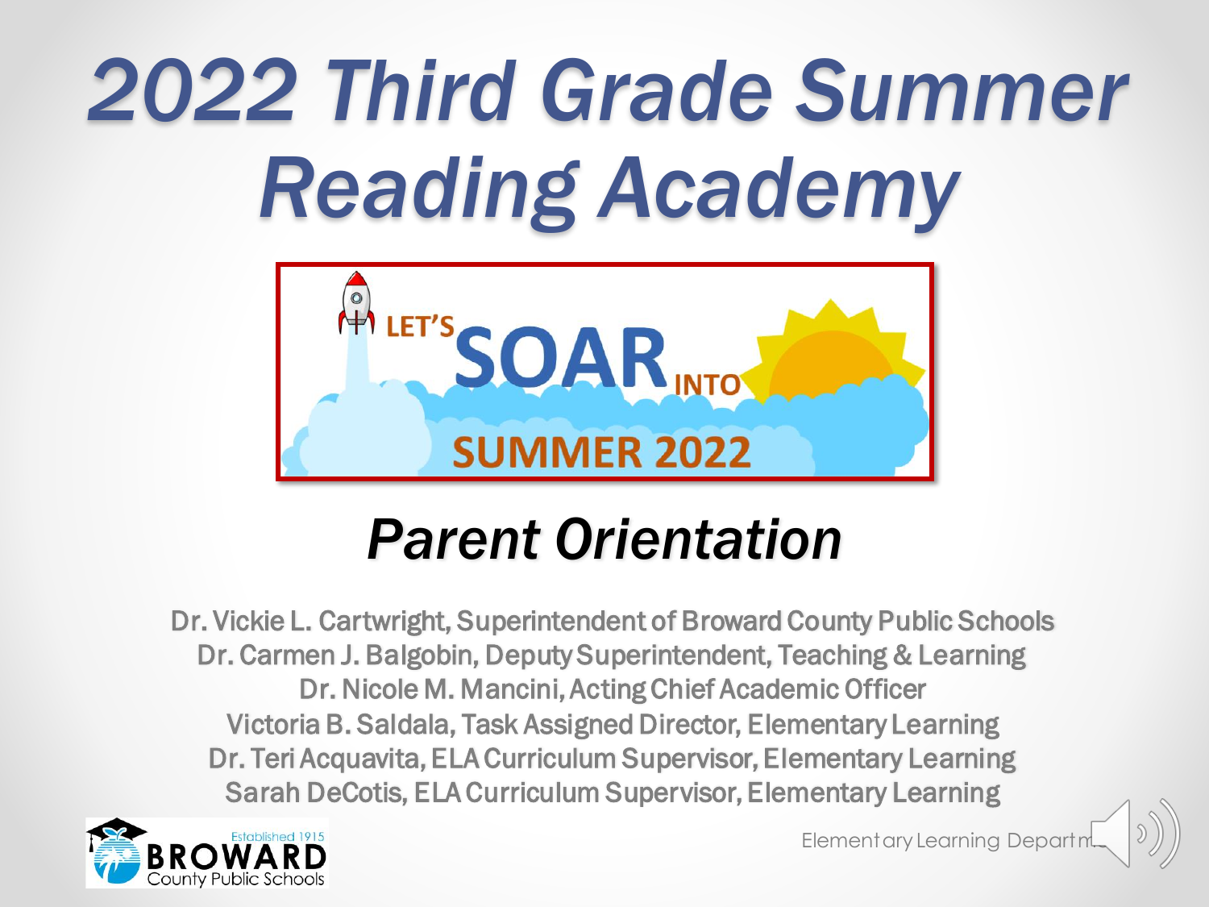# 2022 Third Grade Summer Reading Academy

LET'S SOAR INTO SUMMER 2022

## *Parent Orientation*

Dr. Vickie L. Cartwright, Superintendent of Broward County Public Schools
Dr. Carmen J. Balgobin, Deputy Superintendent, Teaching & Learning
Dr. Nicole M. Mancini, Acting Chief Academic Officer
Victoria B. Saldala, Task Assigned Director, Elementary Learning
Dr. Teri Acquavita, ELA Curriculum Supervisor, Elementary Learning
Sarah DeCotis, ELA Curriculum Supervisor, Elementary Learning

Established 1915
BROWARD County Public Schools

Elementary Learning Department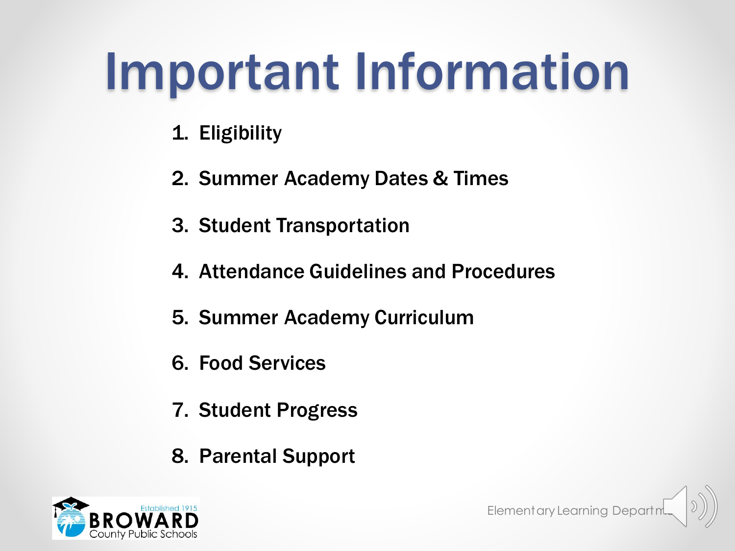# Important Information

1. Eligibility
2. Summer Academy Dates & Times
3. Student Transportation
4. Attendance Guidelines and Procedures
5. Summer Academy Curriculum
6. Food Services
7. Student Progress
8. Parental Support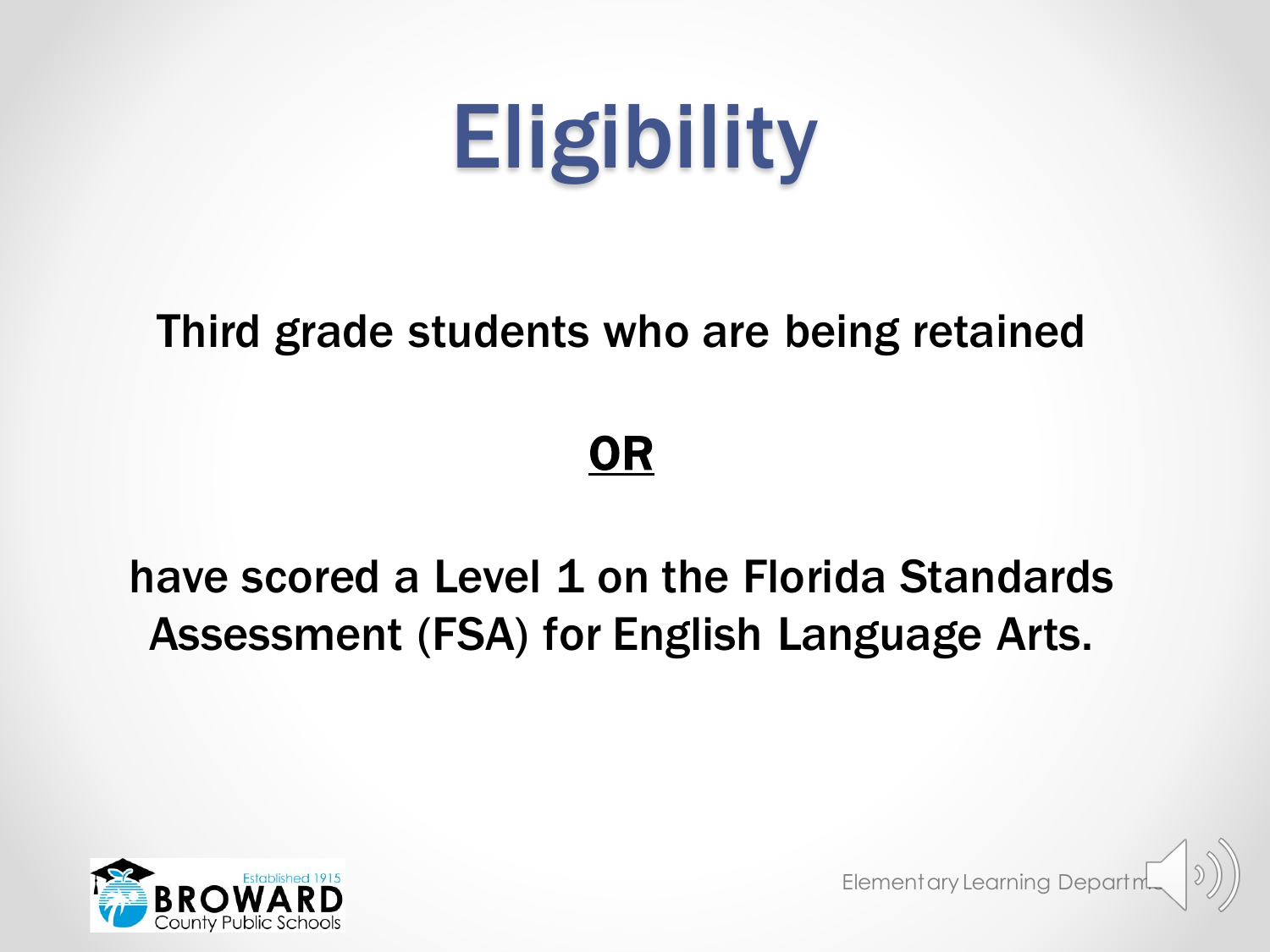# Eligibility

**Third grade students who are being retained**

**OR**

**have scored a Level 1 on the Florida Standards Assessment (FSA) for English Language Arts.**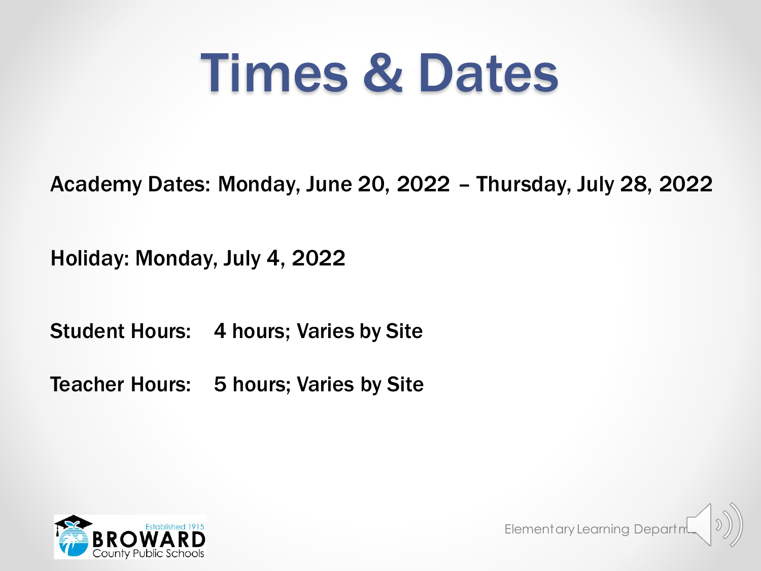# Times & Dates

Academy Dates: Monday, June 20, 2022 – Thursday, July 28, 2022

Holiday: Monday, July 4, 2022

Student Hours: 4 hours; Varies by Site

Teacher Hours: 5 hours; Varies by Site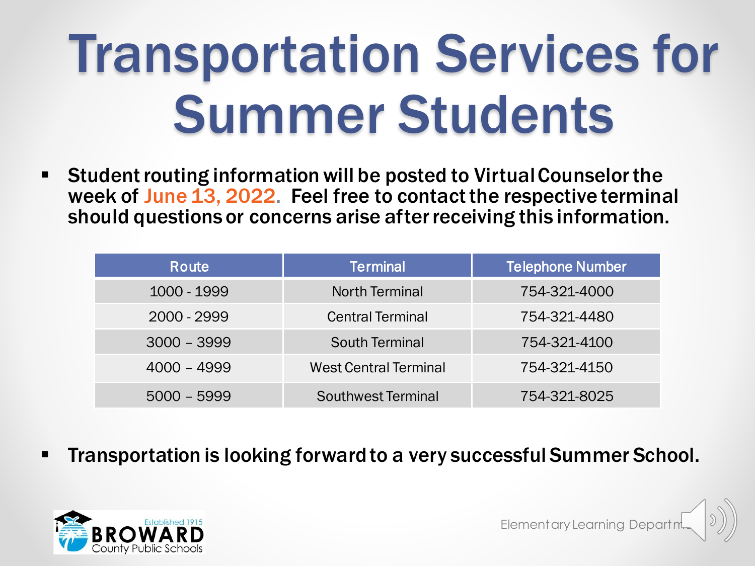# Transportation Services for Summer Students

- **Student routing information will be posted to Virtual Counselor the week of June 13, 2022. Feel free to contact the respective terminal should questions or concerns arise after receiving this information.**

| Route | Terminal | Telephone Number |
|---|---|---|
| 1000 - 1999 | North Terminal | 754-321-4000 |
| 2000 - 2999 | Central Terminal | 754-321-4480 |
| 3000 – 3999 | South Terminal | 754-321-4100 |
| 4000 – 4999 | West Central Terminal | 754-321-4150 |
| 5000 – 5999 | Southwest Terminal | 754-321-8025 |

- **Transportation is looking forward to a very successful Summer School.**

Broward County Public Schools — Established 1915

Elementary Learning Department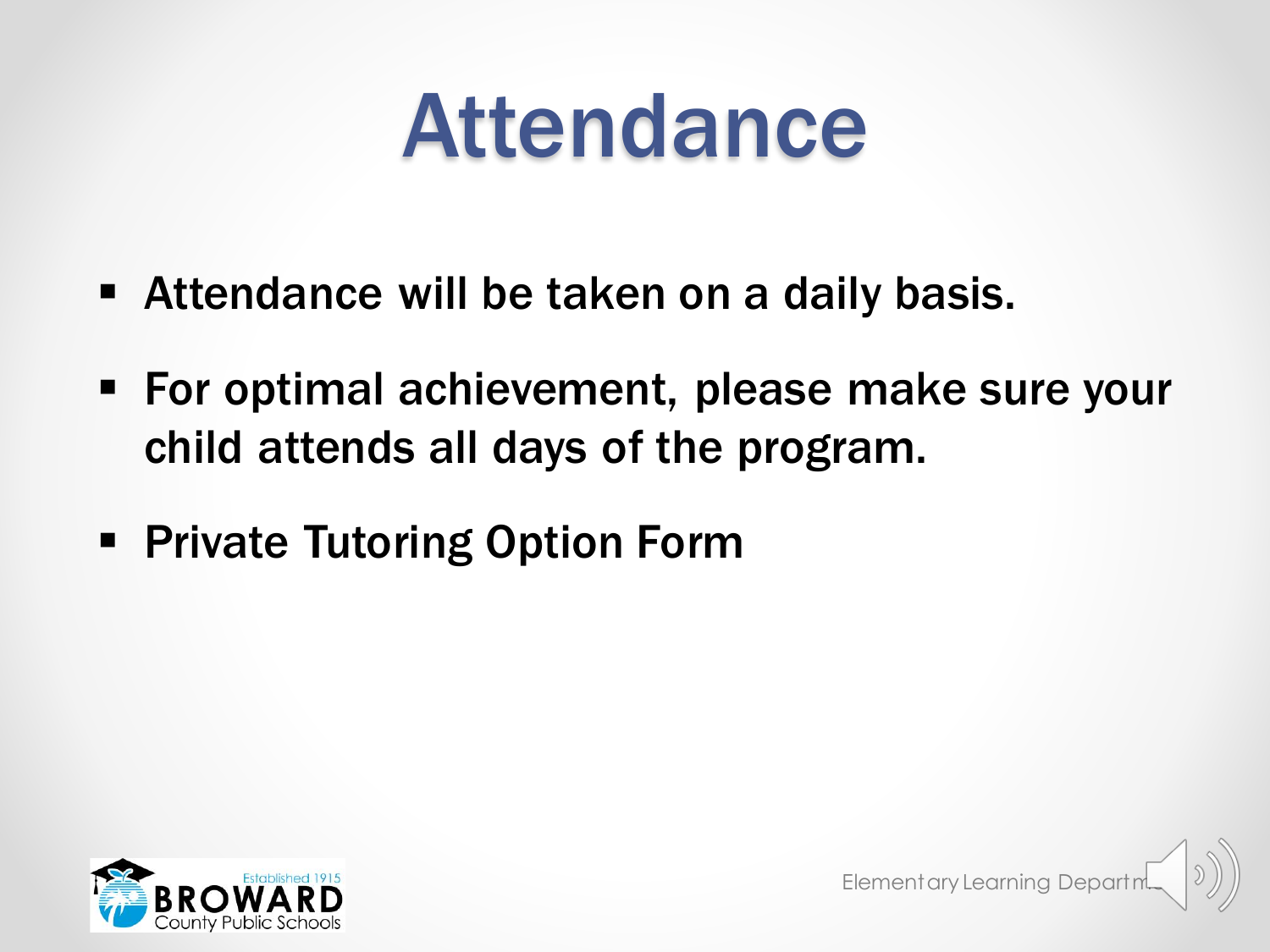# Attendance

- Attendance will be taken on a daily basis.
- For optimal achievement, please make sure your child attends all days of the program.
- Private Tutoring Option Form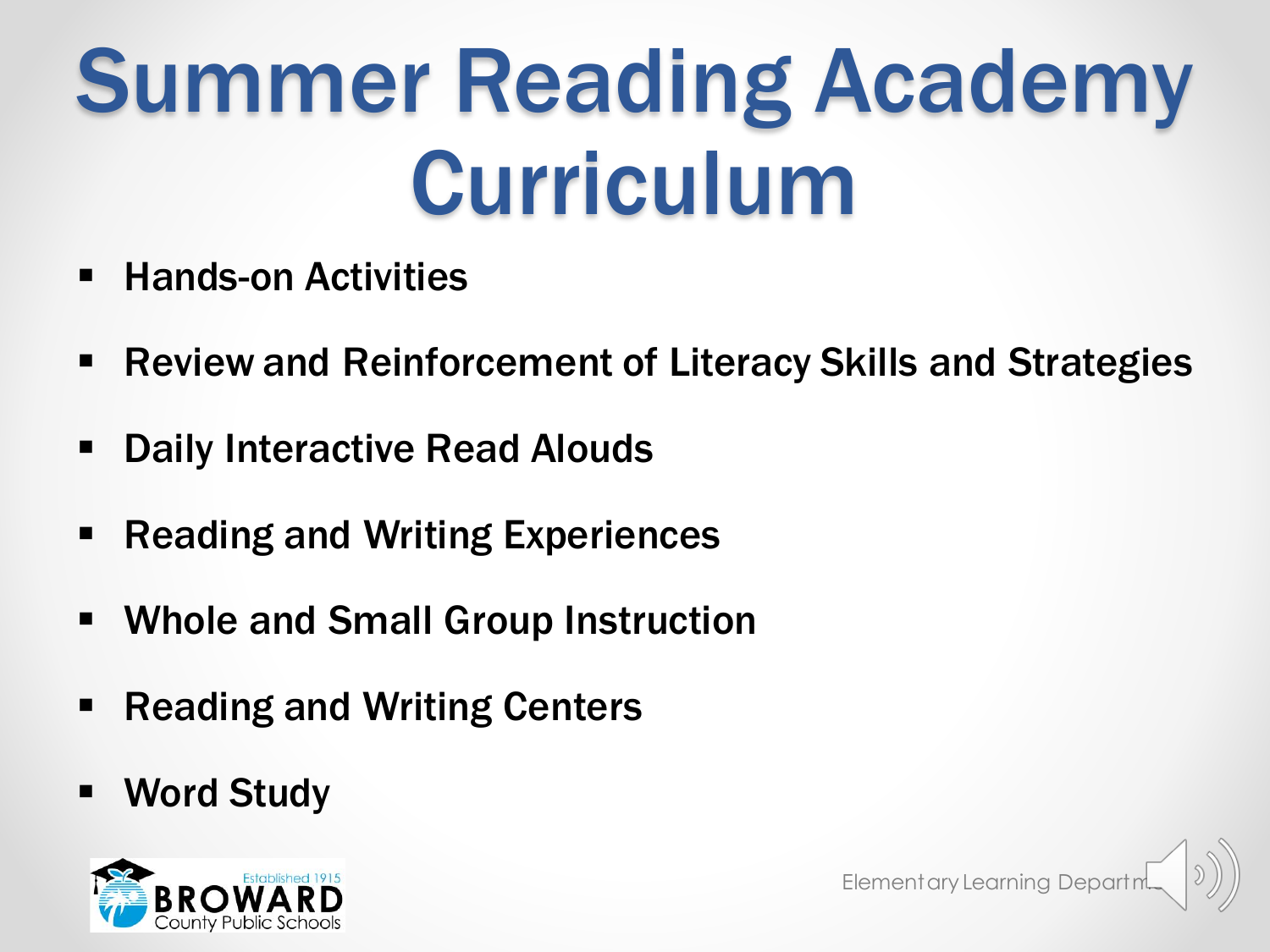# Summer Reading Academy Curriculum

- Hands-on Activities
- Review and Reinforcement of Literacy Skills and Strategies
- Daily Interactive Read Alouds
- Reading and Writing Experiences
- Whole and Small Group Instruction
- Reading and Writing Centers
- Word Study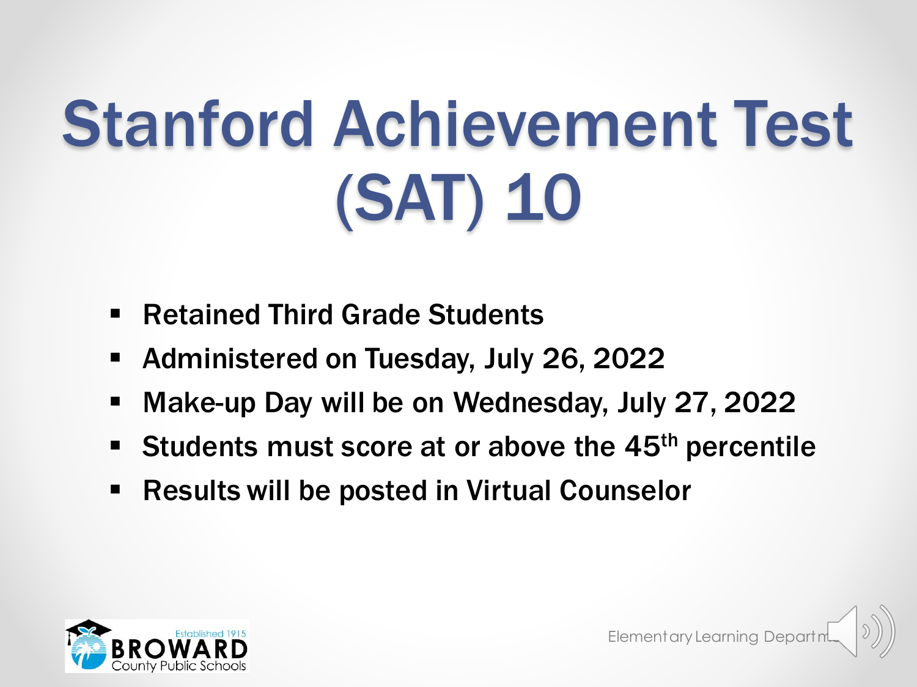# Stanford Achievement Test (SAT) 10

- Retained Third Grade Students
- Administered on Tuesday, July 26, 2022
- Make-up Day will be on Wednesday, July 27, 2022
- Students must score at or above the 45th percentile
- Results will be posted in Virtual Counselor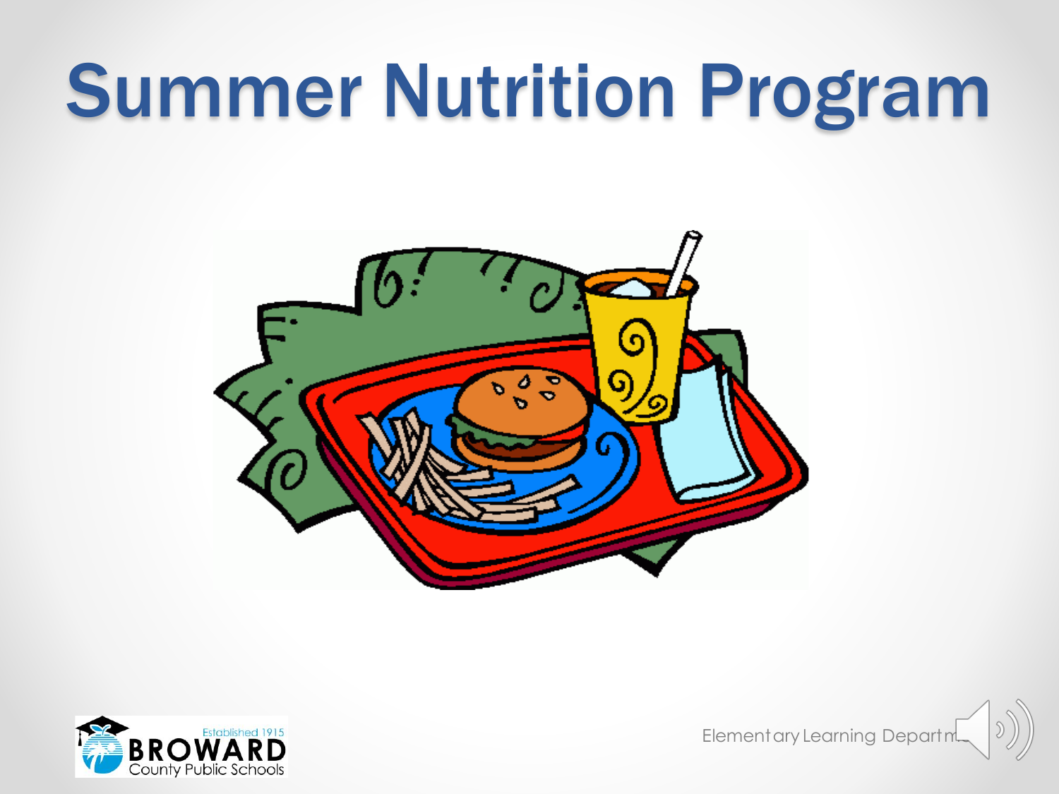# Summer Nutrition Program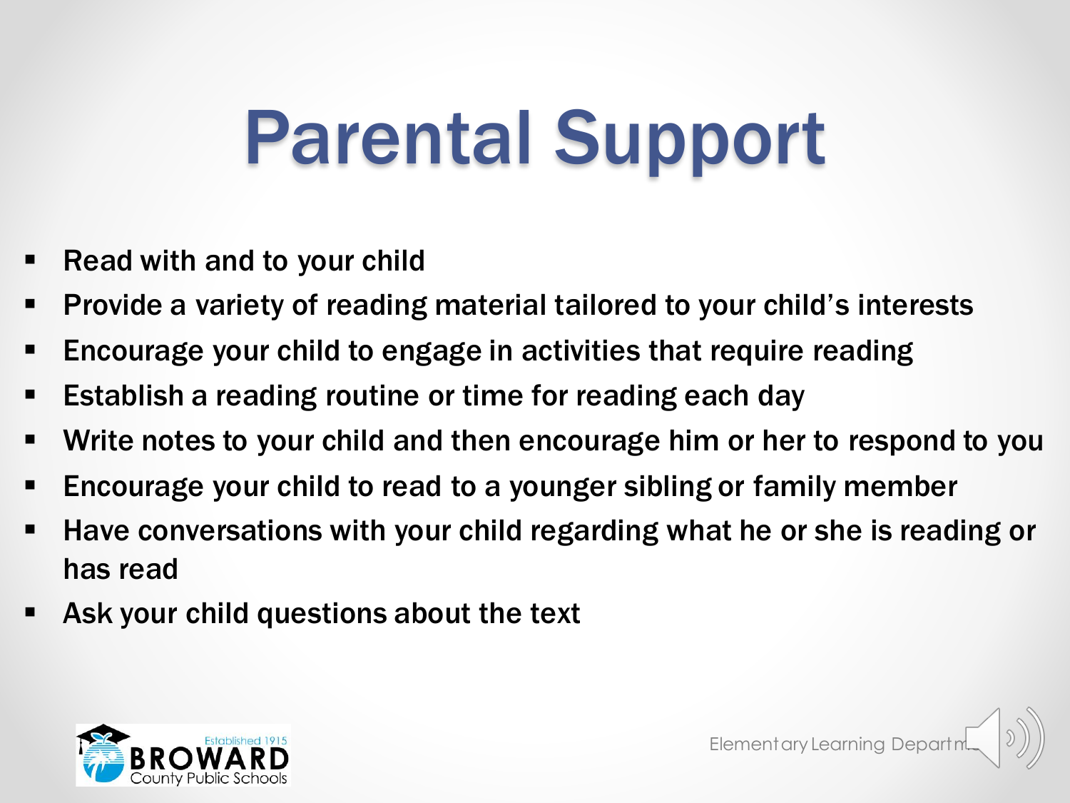# Parental Support

- Read with and to your child
- Provide a variety of reading material tailored to your child's interests
- Encourage your child to engage in activities that require reading
- Establish a reading routine or time for reading each day
- Write notes to your child and then encourage him or her to respond to you
- Encourage your child to read to a younger sibling or family member
- Have conversations with your child regarding what he or she is reading or has read
- Ask your child questions about the text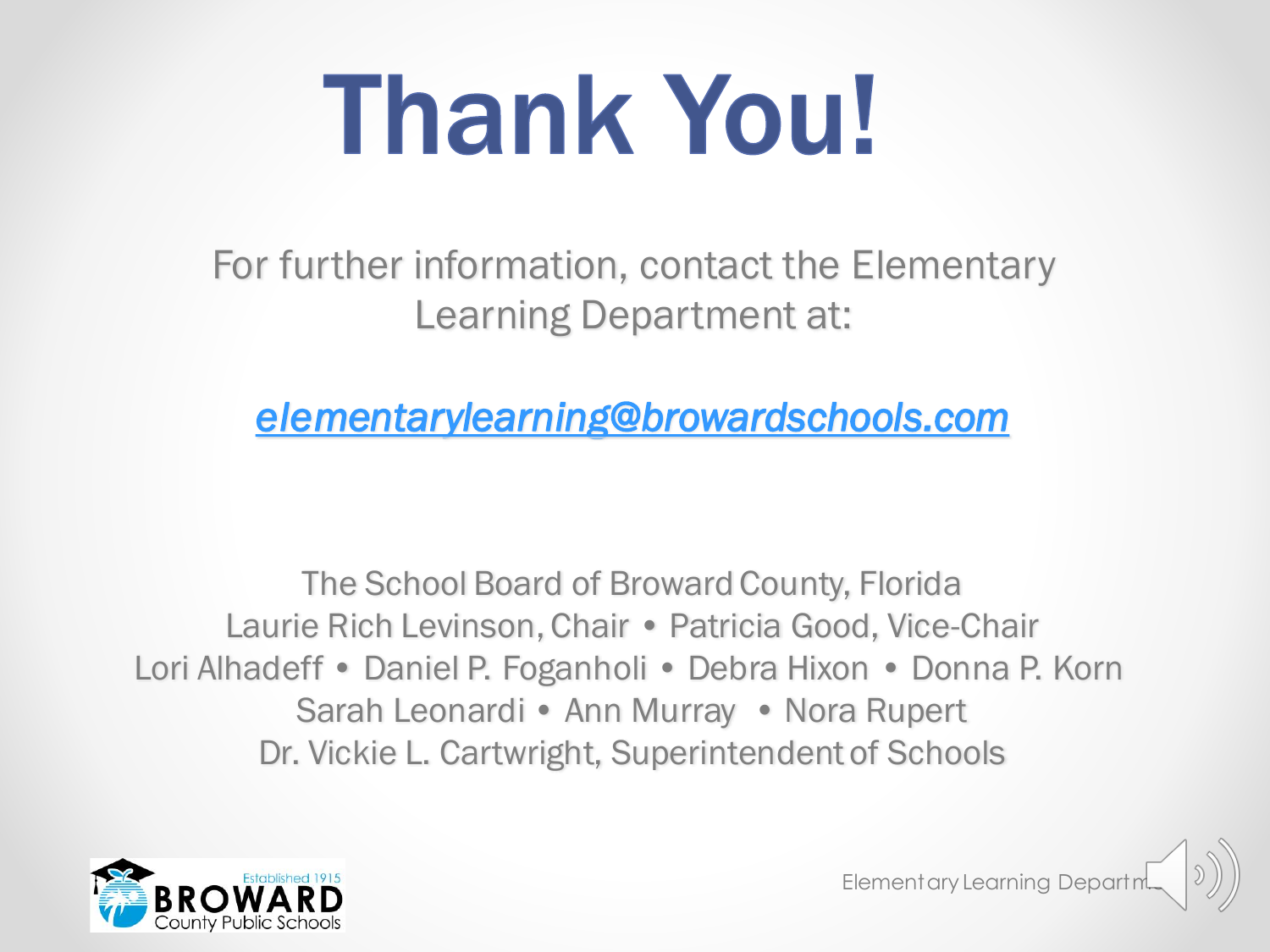# Thank You!

For further information, contact the Elementary Learning Department at:

elementarylearning@browardschools.com

The School Board of Broward County, Florida
Laurie Rich Levinson, Chair • Patricia Good, Vice-Chair
Lori Alhadeff • Daniel P. Foganholi • Debra Hixon • Donna P. Korn
Sarah Leonardi • Ann Murray • Nora Rupert
Dr. Vickie L. Cartwright, Superintendent of Schools